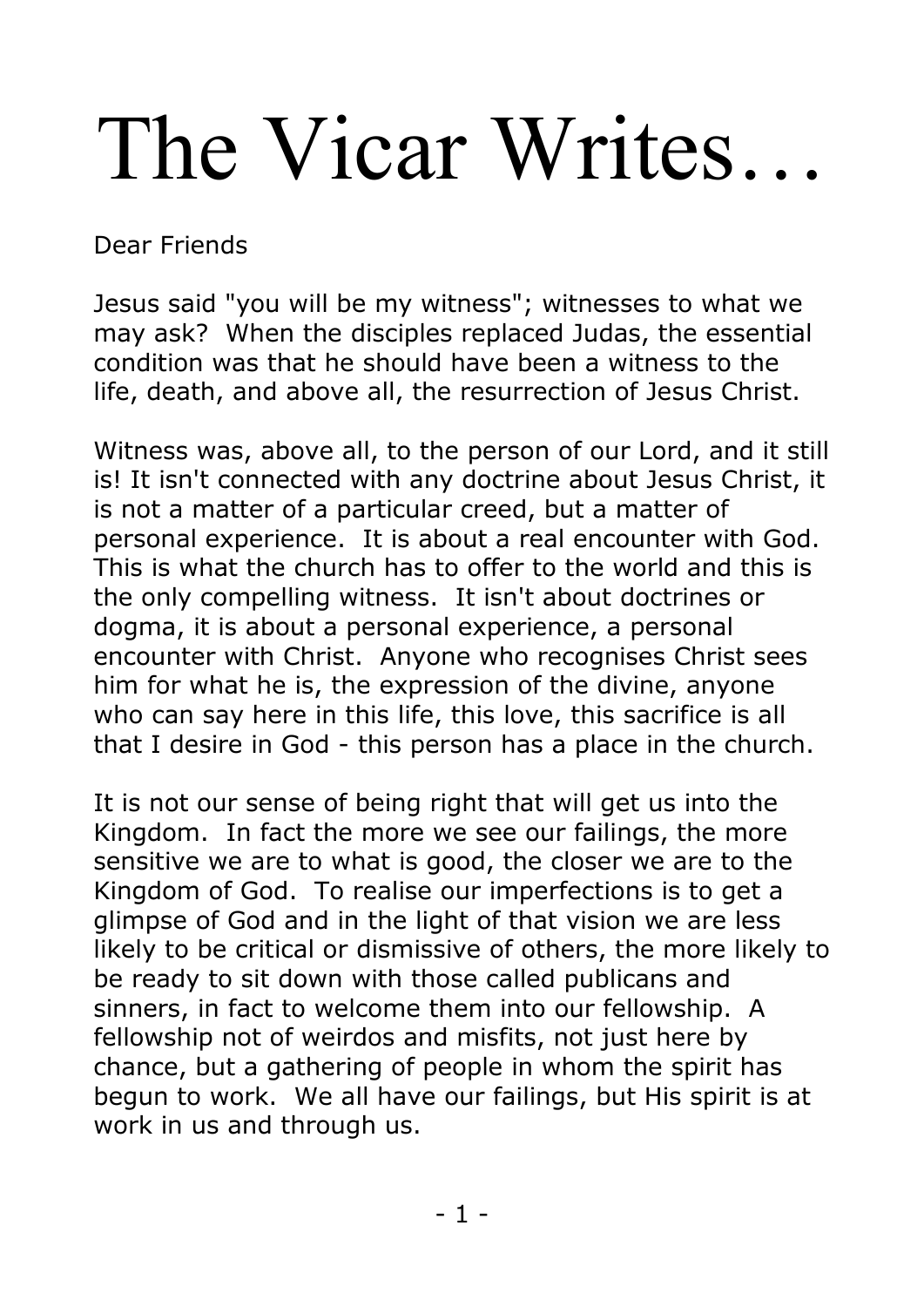# The Vicar Writes…

Dear Friends

Jesus said "you will be my witness"; witnesses to what we may ask? When the disciples replaced Judas, the essential condition was that he should have been a witness to the life, death, and above all, the resurrection of Jesus Christ.

Witness was, above all, to the person of our Lord, and it still is! It isn't connected with any doctrine about Jesus Christ, it is not a matter of a particular creed, but a matter of personal experience. It is about a real encounter with God. This is what the church has to offer to the world and this is the only compelling witness. It isn't about doctrines or dogma, it is about a personal experience, a personal encounter with Christ. Anyone who recognises Christ sees him for what he is, the expression of the divine, anyone who can say here in this life, this love, this sacrifice is all that I desire in God - this person has a place in the church.

It is not our sense of being right that will get us into the Kingdom. In fact the more we see our failings, the more sensitive we are to what is good, the closer we are to the Kingdom of God. To realise our imperfections is to get a glimpse of God and in the light of that vision we are less likely to be critical or dismissive of others, the more likely to be ready to sit down with those called publicans and sinners, in fact to welcome them into our fellowship. A fellowship not of weirdos and misfits, not just here by chance, but a gathering of people in whom the spirit has begun to work. We all have our failings, but His spirit is at work in us and through us.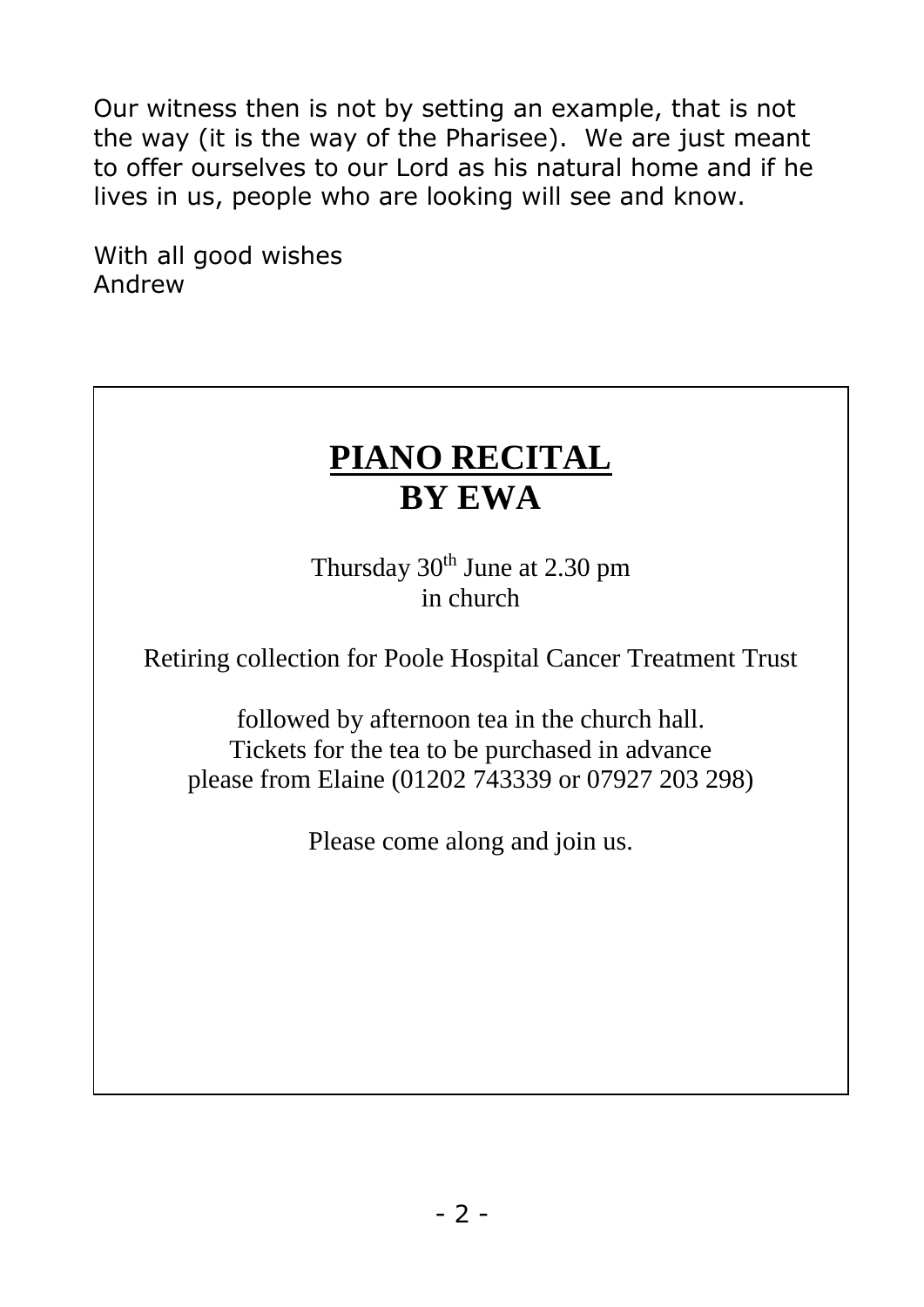Our witness then is not by setting an example, that is not the way (it is the way of the Pharisee). We are just meant to offer ourselves to our Lord as his natural home and if he lives in us, people who are looking will see and know.

With all good wishes
Andrew

# **PIANO RECITAL**
# **BY EWA**

Thursday 30th June at 2.30 pm
in church

Retiring collection for Poole Hospital Cancer Treatment Trust

followed by afternoon tea in the church hall.
Tickets for the tea to be purchased in advance
please from Elaine (01202 743339 or 07927 203 298)

Please come along and join us.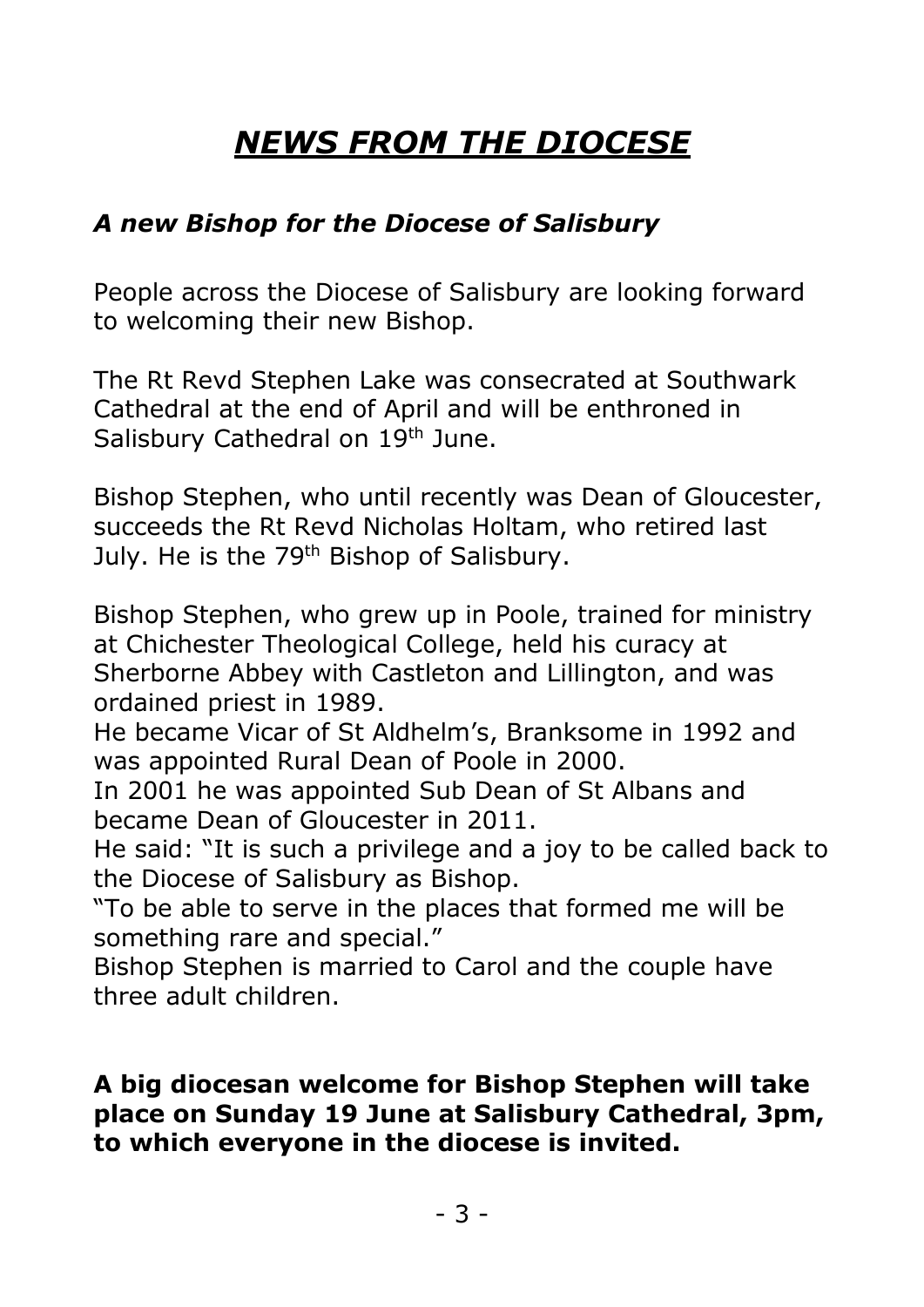# *NEWS FROM THE DIOCESE*

### *A new Bishop for the Diocese of Salisbury*

People across the Diocese of Salisbury are looking forward to welcoming their new Bishop.

The Rt Revd Stephen Lake was consecrated at Southwark Cathedral at the end of April and will be enthroned in Salisbury Cathedral on 19th June.

Bishop Stephen, who until recently was Dean of Gloucester, succeeds the Rt Revd Nicholas Holtam, who retired last July. He is the 79th Bishop of Salisbury.

Bishop Stephen, who grew up in Poole, trained for ministry at Chichester Theological College, held his curacy at Sherborne Abbey with Castleton and Lillington, and was ordained priest in 1989.
He became Vicar of St Aldhelm's, Branksome in 1992 and was appointed Rural Dean of Poole in 2000.
In 2001 he was appointed Sub Dean of St Albans and became Dean of Gloucester in 2011.
He said: "It is such a privilege and a joy to be called back to the Diocese of Salisbury as Bishop.
"To be able to serve in the places that formed me will be something rare and special."
Bishop Stephen is married to Carol and the couple have three adult children.

**A big diocesan welcome for Bishop Stephen will take place on Sunday 19 June at Salisbury Cathedral, 3pm, to which everyone in the diocese is invited.**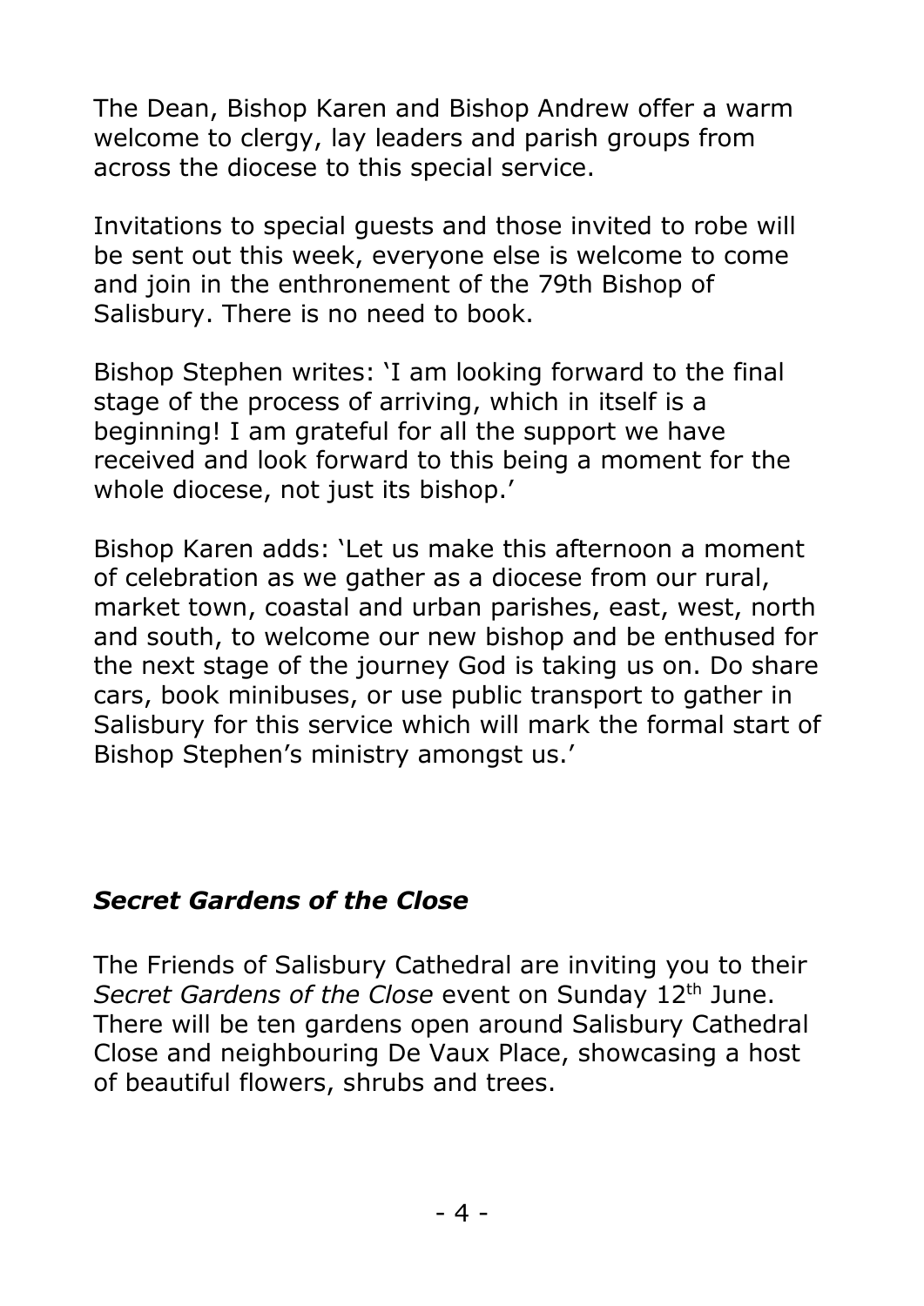The Dean, Bishop Karen and Bishop Andrew offer a warm welcome to clergy, lay leaders and parish groups from across the diocese to this special service.

Invitations to special guests and those invited to robe will be sent out this week, everyone else is welcome to come and join in the enthronement of the 79th Bishop of Salisbury. There is no need to book.

Bishop Stephen writes: 'I am looking forward to the final stage of the process of arriving, which in itself is a beginning! I am grateful for all the support we have received and look forward to this being a moment for the whole diocese, not just its bishop.'

Bishop Karen adds: 'Let us make this afternoon a moment of celebration as we gather as a diocese from our rural, market town, coastal and urban parishes, east, west, north and south, to welcome our new bishop and be enthused for the next stage of the journey God is taking us on. Do share cars, book minibuses, or use public transport to gather in Salisbury for this service which will mark the formal start of Bishop Stephen's ministry amongst us.'

### ***Secret Gardens of the Close***

The Friends of Salisbury Cathedral are inviting you to their *Secret Gardens of the Close* event on Sunday 12th June. There will be ten gardens open around Salisbury Cathedral Close and neighbouring De Vaux Place, showcasing a host of beautiful flowers, shrubs and trees.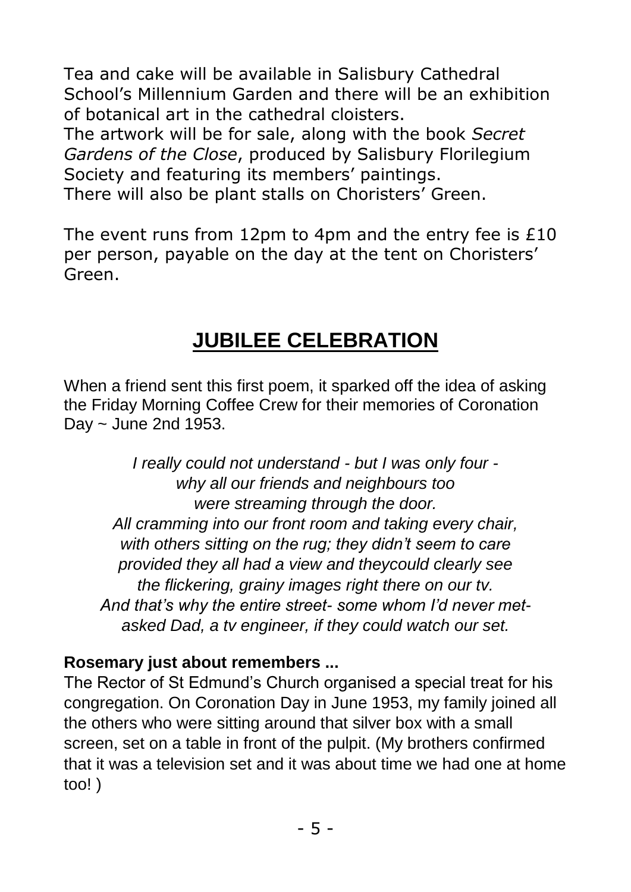Tea and cake will be available in Salisbury Cathedral School's Millennium Garden and there will be an exhibition of botanical art in the cathedral cloisters.
The artwork will be for sale, along with the book *Secret Gardens of the Close*, produced by Salisbury Florilegium Society and featuring its members' paintings.
There will also be plant stalls on Choristers' Green.

The event runs from 12pm to 4pm and the entry fee is £10 per person, payable on the day at the tent on Choristers' Green.

# JUBILEE CELEBRATION

When a friend sent this first poem, it sparked off the idea of asking the Friday Morning Coffee Crew for their memories of Coronation Day ~ June 2nd 1953.

*I really could not understand - but I was only four -*
*why all our friends and neighbours too*
*were streaming through the door.*
*All cramming into our front room and taking every chair,*
*with others sitting on the rug; they didn't seem to care*
*provided they all had a view and theycould clearly see*
*the flickering, grainy images right there on our tv.*
*And that's why the entire street- some whom I'd never met-*
*asked Dad, a tv engineer, if they could watch our set.*

**Rosemary just about remembers ...**
The Rector of St Edmund's Church organised a special treat for his congregation. On Coronation Day in June 1953, my family joined all the others who were sitting around that silver box with a small screen, set on a table in front of the pulpit. (My brothers confirmed that it was a television set and it was about time we had one at home too! )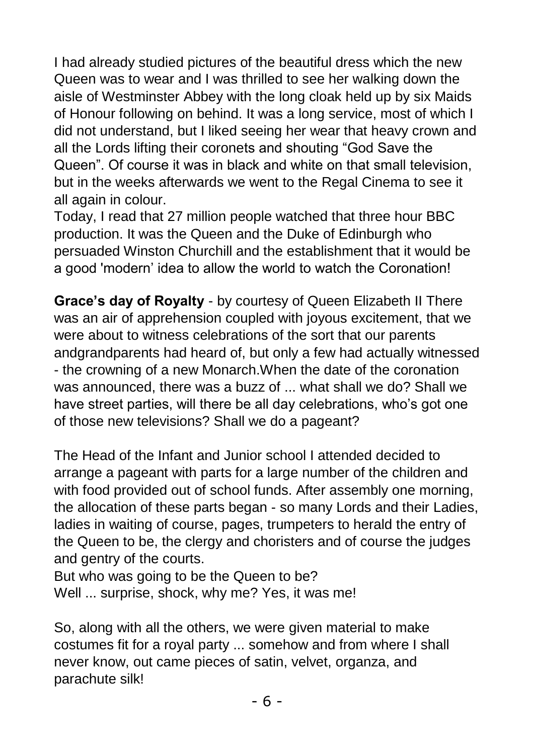I had already studied pictures of the beautiful dress which the new Queen was to wear and I was thrilled to see her walking down the aisle of Westminster Abbey with the long cloak held up by six Maids of Honour following on behind. It was a long service, most of which I did not understand, but I liked seeing her wear that heavy crown and all the Lords lifting their coronets and shouting “God Save the Queen”. Of course it was in black and white on that small television, but in the weeks afterwards we went to the Regal Cinema to see it all again in colour.
Today, I read that 27 million people watched that three hour BBC production. It was the Queen and the Duke of Edinburgh who persuaded Winston Churchill and the establishment that it would be a good 'modern’ idea to allow the world to watch the Coronation!

**Grace’s day of Royalty** - by courtesy of Queen Elizabeth II There was an air of apprehension coupled with joyous excitement, that we were about to witness celebrations of the sort that our parents andgrandparents had heard of, but only a few had actually witnessed - the crowning of a new Monarch.When the date of the coronation was announced, there was a buzz of ... what shall we do? Shall we have street parties, will there be all day celebrations, who’s got one of those new televisions? Shall we do a pageant?

The Head of the Infant and Junior school I attended decided to arrange a pageant with parts for a large number of the children and with food provided out of school funds. After assembly one morning, the allocation of these parts began - so many Lords and their Ladies, ladies in waiting of course, pages, trumpeters to herald the entry of the Queen to be, the clergy and choristers and of course the judges and gentry of the courts.
But who was going to be the Queen to be?
Well ... surprise, shock, why me? Yes, it was me!

So, along with all the others, we were given material to make costumes fit for a royal party ... somehow and from where I shall never know, out came pieces of satin, velvet, organza, and parachute silk!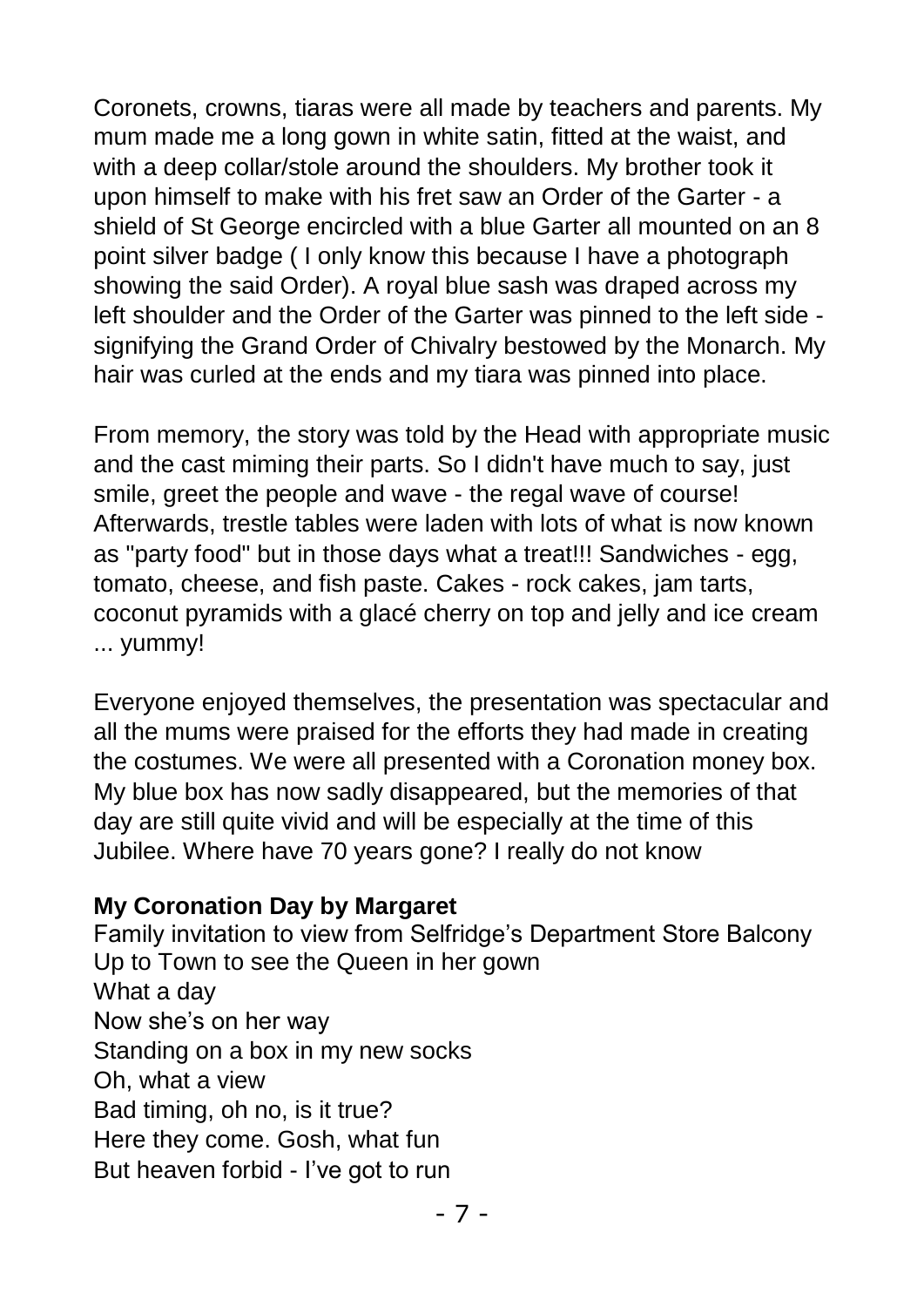Coronets, crowns, tiaras were all made by teachers and parents. My mum made me a long gown in white satin, fitted at the waist, and with a deep collar/stole around the shoulders. My brother took it upon himself to make with his fret saw an Order of the Garter - a shield of St George encircled with a blue Garter all mounted on an 8 point silver badge ( I only know this because I have a photograph showing the said Order). A royal blue sash was draped across my left shoulder and the Order of the Garter was pinned to the left side - signifying the Grand Order of Chivalry bestowed by the Monarch. My hair was curled at the ends and my tiara was pinned into place.

From memory, the story was told by the Head with appropriate music and the cast miming their parts. So I didn't have much to say, just smile, greet the people and wave - the regal wave of course! Afterwards, trestle tables were laden with lots of what is now known as "party food" but in those days what a treat!!! Sandwiches - egg, tomato, cheese, and fish paste. Cakes - rock cakes, jam tarts, coconut pyramids with a glacé cherry on top and jelly and ice cream ... yummy!

Everyone enjoyed themselves, the presentation was spectacular and all the mums were praised for the efforts they had made in creating the costumes. We were all presented with a Coronation money box. My blue box has now sadly disappeared, but the memories of that day are still quite vivid and will be especially at the time of this Jubilee. Where have 70 years gone? I really do not know

**My Coronation Day by Margaret**

Family invitation to view from Selfridge's Department Store Balcony
Up to Town to see the Queen in her gown
What a day
Now she's on her way
Standing on a box in my new socks
Oh, what a view
Bad timing, oh no, is it true?
Here they come. Gosh, what fun
But heaven forbid - I've got to run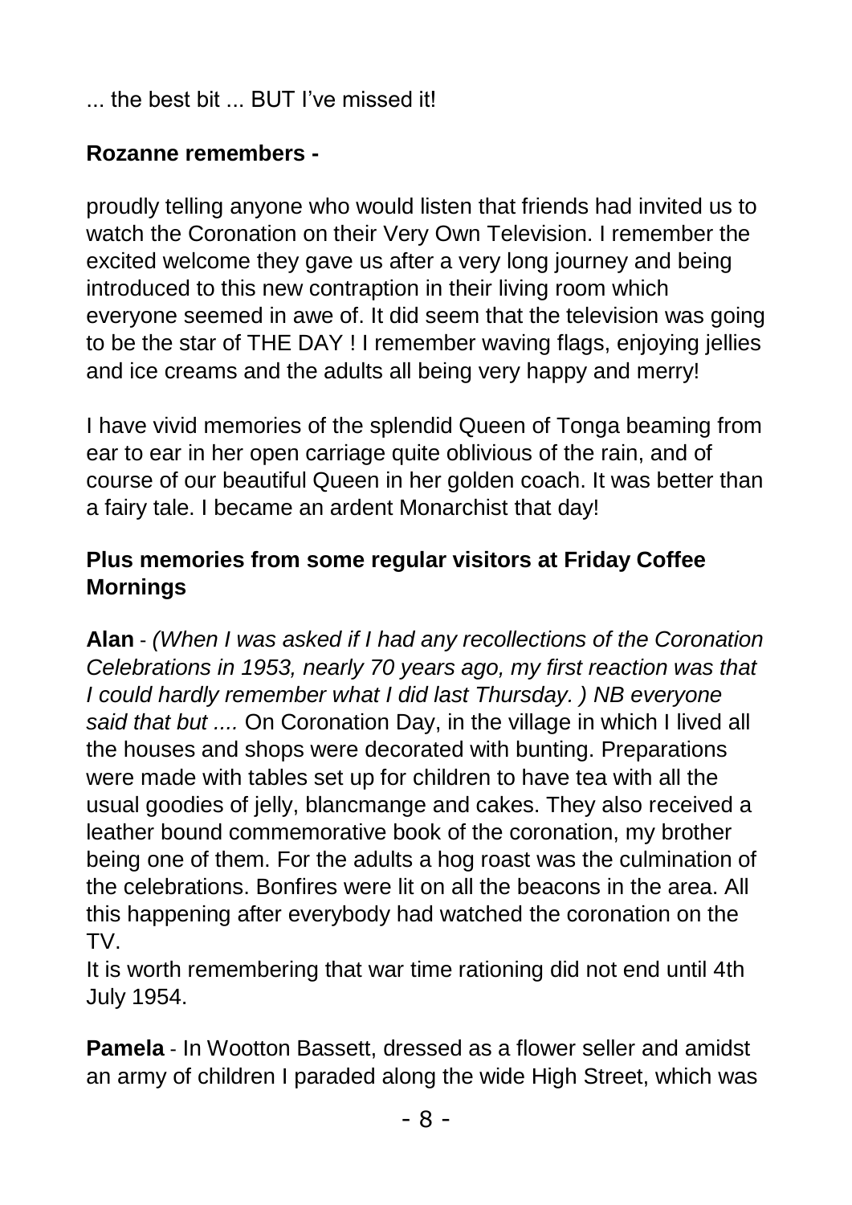... the best bit ... BUT I've missed it!

**Rozanne remembers -**

proudly telling anyone who would listen that friends had invited us to watch the Coronation on their Very Own Television. I remember the excited welcome they gave us after a very long journey and being introduced to this new contraption in their living room which everyone seemed in awe of. It did seem that the television was going to be the star of THE DAY ! I remember waving flags, enjoying jellies and ice creams and the adults all being very happy and merry!

I have vivid memories of the splendid Queen of Tonga beaming from ear to ear in her open carriage quite oblivious of the rain, and of course of our beautiful Queen in her golden coach. It was better than a fairy tale. I became an ardent Monarchist that day!

**Plus memories from some regular visitors at Friday Coffee Mornings**

**Alan** - *(When I was asked if I had any recollections of the Coronation Celebrations in 1953, nearly 70 years ago, my first reaction was that I could hardly remember what I did last Thursday. ) NB everyone said that but ....* On Coronation Day, in the village in which I lived all the houses and shops were decorated with bunting. Preparations were made with tables set up for children to have tea with all the usual goodies of jelly, blancmange and cakes. They also received a leather bound commemorative book of the coronation, my brother being one of them. For the adults a hog roast was the culmination of the celebrations. Bonfires were lit on all the beacons in the area. All this happening after everybody had watched the coronation on the TV.
It is worth remembering that war time rationing did not end until 4th July 1954.

**Pamela** - In Wootton Bassett, dressed as a flower seller and amidst an army of children I paraded along the wide High Street, which was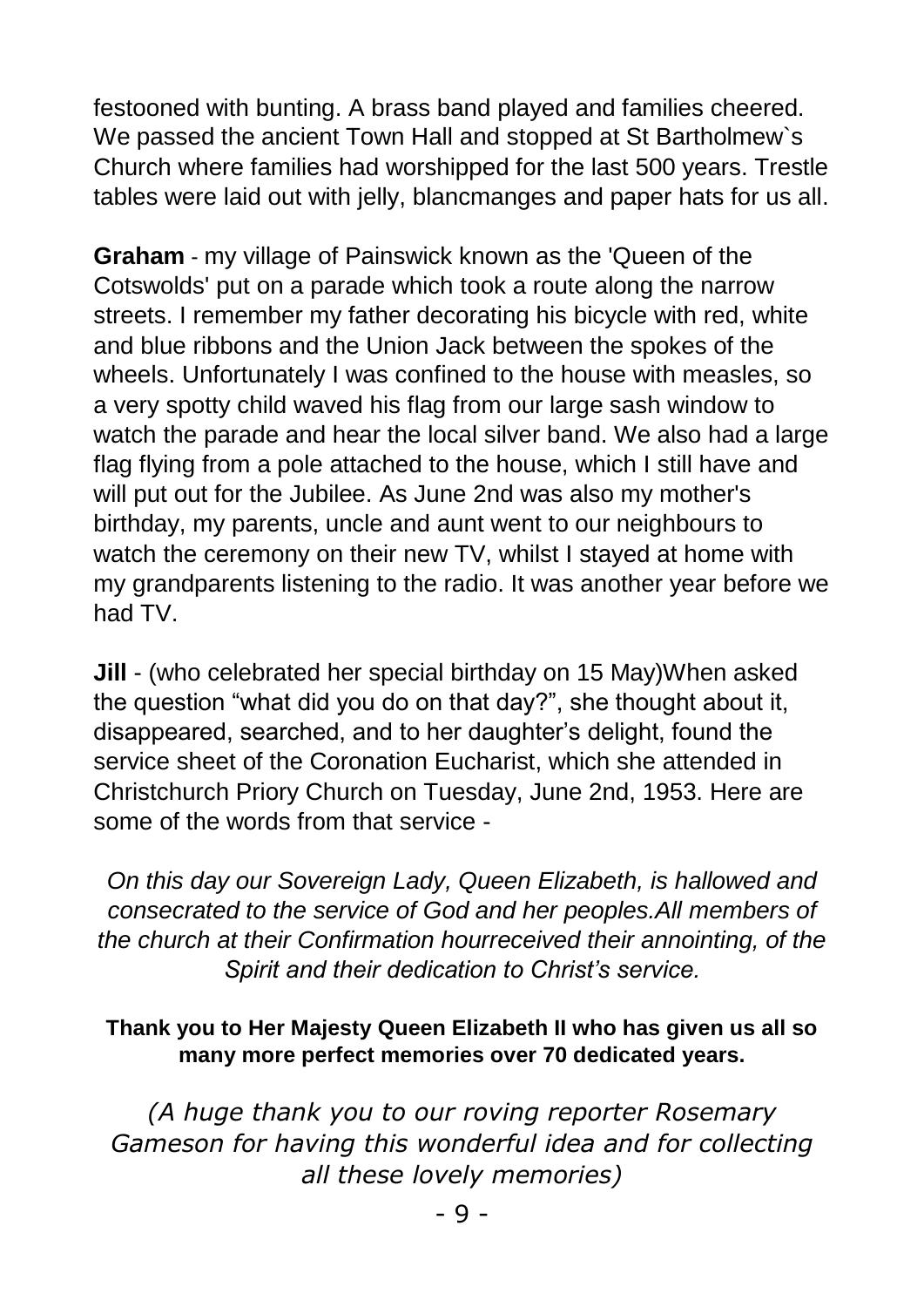festooned with bunting. A brass band played and families cheered. We passed the ancient Town Hall and stopped at St Bartholmew`s Church where families had worshipped for the last 500 years. Trestle tables were laid out with jelly, blancmanges and paper hats for us all.

**Graham** - my village of Painswick known as the 'Queen of the Cotswolds' put on a parade which took a route along the narrow streets. I remember my father decorating his bicycle with red, white and blue ribbons and the Union Jack between the spokes of the wheels. Unfortunately I was confined to the house with measles, so a very spotty child waved his flag from our large sash window to watch the parade and hear the local silver band. We also had a large flag flying from a pole attached to the house, which I still have and will put out for the Jubilee. As June 2nd was also my mother's birthday, my parents, uncle and aunt went to our neighbours to watch the ceremony on their new TV, whilst I stayed at home with my grandparents listening to the radio. It was another year before we had TV.

**Jill** - (who celebrated her special birthday on 15 May)When asked the question "what did you do on that day?", she thought about it, disappeared, searched, and to her daughter's delight, found the service sheet of the Coronation Eucharist, which she attended in Christchurch Priory Church on Tuesday, June 2nd, 1953. Here are some of the words from that service -

*On this day our Sovereign Lady, Queen Elizabeth, is hallowed and consecrated to the service of God and her peoples.All members of the church at their Confirmation hourreceived their annointing, of the Spirit and their dedication to Christ's service.*

**Thank you to Her Majesty Queen Elizabeth II who has given us all so many more perfect memories over 70 dedicated years.**

*(A huge thank you to our roving reporter Rosemary Gameson for having this wonderful idea and for collecting all these lovely memories)*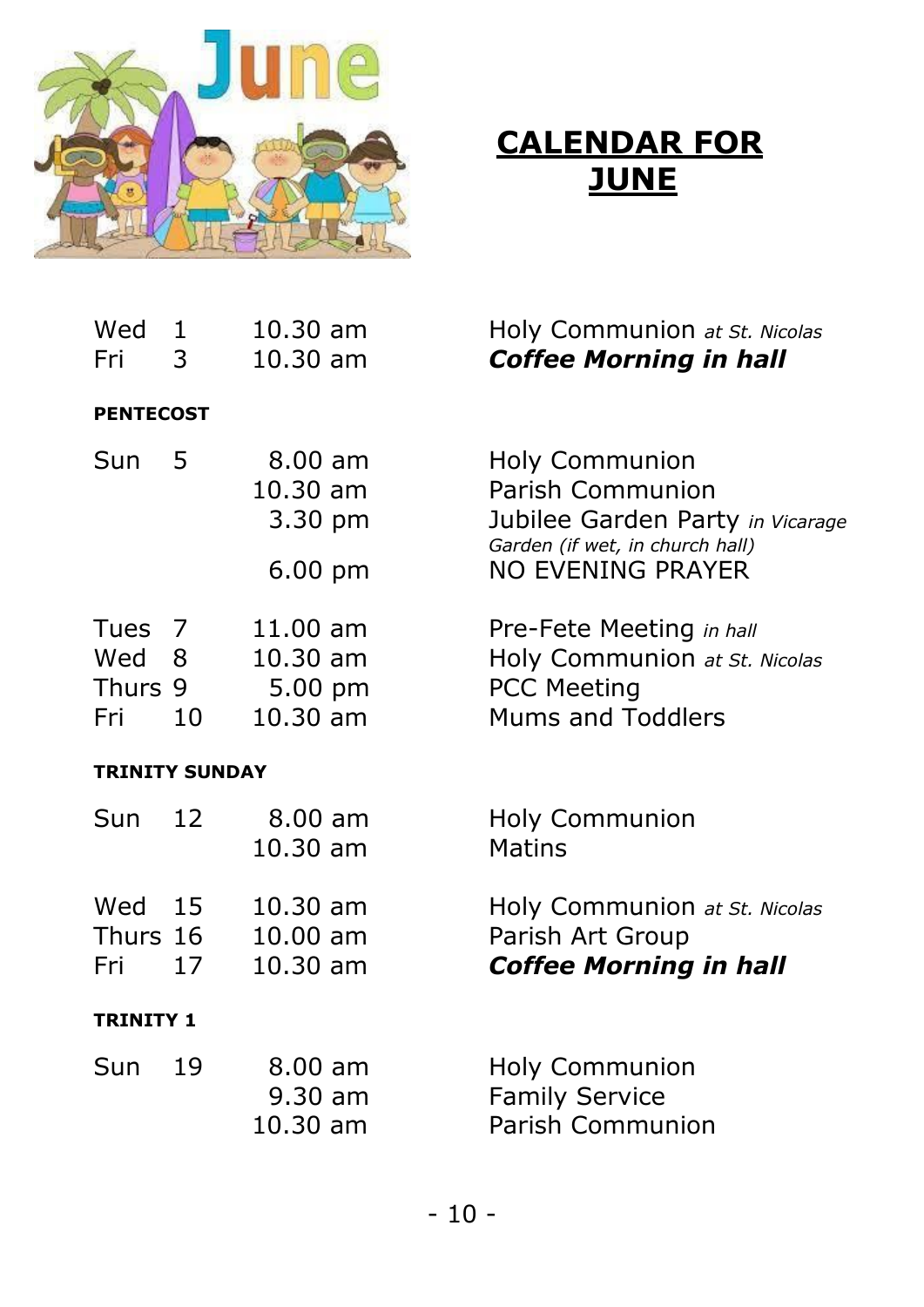# CALENDAR FOR JUNE

| | | | |
|---|---|---|---|
| Wed | 1 | 10.30 am | Holy Communion *at St. Nicolas* |
| Fri | 3 | 10.30 am | ***Coffee Morning in hall*** |

**PENTECOST**

| | | | |
|---|---|---|---|
| Sun | 5 | 8.00 am | Holy Communion |
| | | 10.30 am | Parish Communion |
| | | 3.30 pm | Jubilee Garden Party *in Vicarage Garden (if wet, in church hall)* |
| | | 6.00 pm | NO EVENING PRAYER |
| Tues | 7 | 11.00 am | Pre-Fete Meeting *in hall* |
| Wed | 8 | 10.30 am | Holy Communion *at St. Nicolas* |
| Thurs | 9 | 5.00 pm | PCC Meeting |
| Fri | 10 | 10.30 am | Mums and Toddlers |

**TRINITY SUNDAY**

| | | | |
|---|---|---|---|
| Sun | 12 | 8.00 am | Holy Communion |
| | | 10.30 am | Matins |
| Wed | 15 | 10.30 am | Holy Communion *at St. Nicolas* |
| Thurs | 16 | 10.00 am | Parish Art Group |
| Fri | 17 | 10.30 am | ***Coffee Morning in hall*** |

**TRINITY 1**

| | | | |
|---|---|---|---|
| Sun | 19 | 8.00 am | Holy Communion |
| | | 9.30 am | Family Service |
| | | 10.30 am | Parish Communion |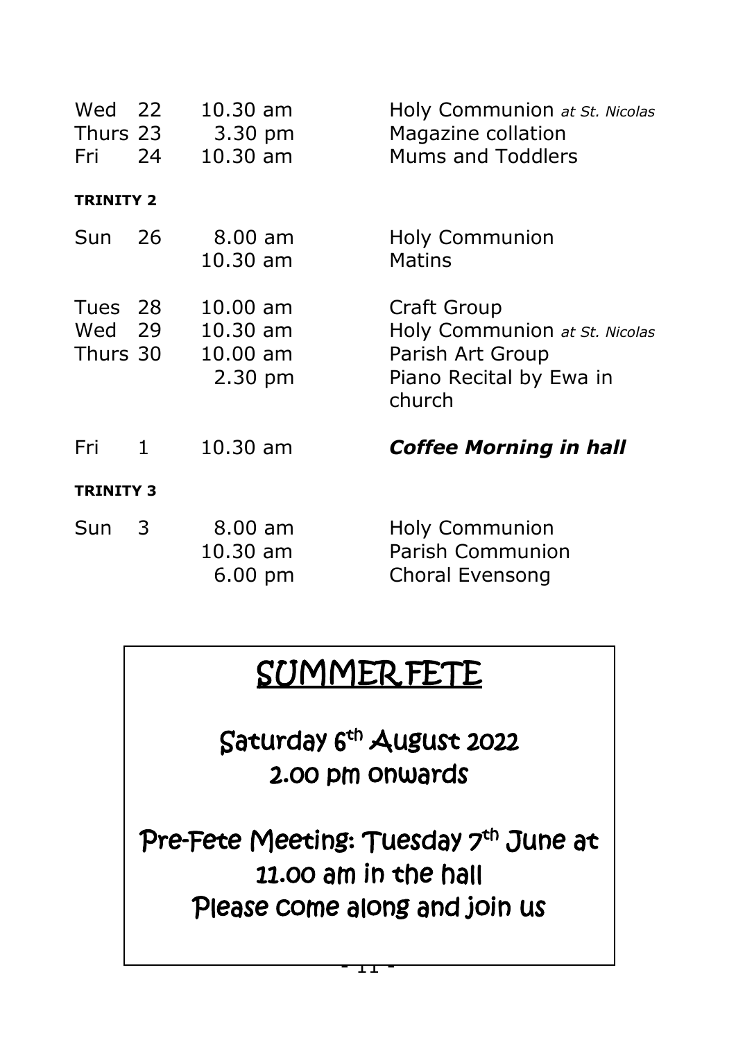| | | | |
|---|---|---|---|
| Wed | 22 | 10.30 am | Holy Communion *at St. Nicolas* |
| Thurs | 23 | 3.30 pm | Magazine collation |
| Fri | 24 | 10.30 am | Mums and Toddlers |

**TRINITY 2**

| | | | |
|---|---|---|---|
| Sun | 26 | 8.00 am | Holy Communion |
| | | 10.30 am | Matins |
| Tues | 28 | 10.00 am | Craft Group |
| Wed | 29 | 10.30 am | Holy Communion *at St. Nicolas* |
| Thurs | 30 | 10.00 am | Parish Art Group |
| | | 2.30 pm | Piano Recital by Ewa in church |
| Fri | 1 | 10.30 am | ***Coffee Morning in hall*** |

**TRINITY 3**

| | | | |
|---|---|---|---|
| Sun | 3 | 8.00 am | Holy Communion |
| | | 10.30 am | Parish Communion |
| | | 6.00 pm | Choral Evensong |

# SUMMER FETE

## Saturday 6th August 2022
## 2.00 pm onwards

## Pre-Fete Meeting: Tuesday 7th June at 11.00 am in the hall
## Please come along and join us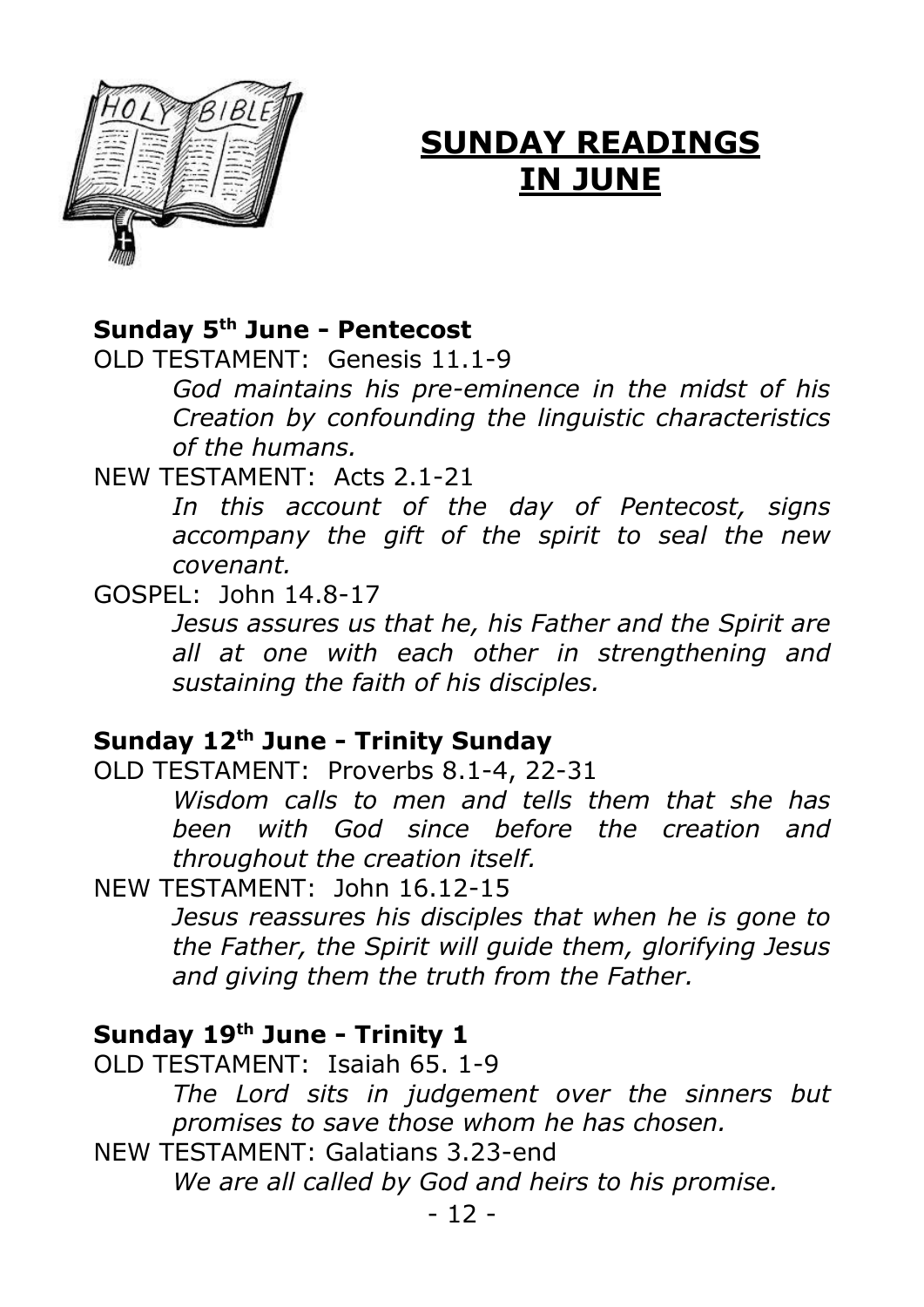# SUNDAY READINGS IN JUNE

**Sunday 5th June - Pentecost**

OLD TESTAMENT: Genesis 11.1-9

*God maintains his pre-eminence in the midst of his Creation by confounding the linguistic characteristics of the humans.*

NEW TESTAMENT: Acts 2.1-21

*In this account of the day of Pentecost, signs accompany the gift of the spirit to seal the new covenant.*

GOSPEL: John 14.8-17

*Jesus assures us that he, his Father and the Spirit are all at one with each other in strengthening and sustaining the faith of his disciples.*

**Sunday 12th June - Trinity Sunday**

OLD TESTAMENT: Proverbs 8.1-4, 22-31

*Wisdom calls to men and tells them that she has been with God since before the creation and throughout the creation itself.*

NEW TESTAMENT: John 16.12-15

*Jesus reassures his disciples that when he is gone to the Father, the Spirit will guide them, glorifying Jesus and giving them the truth from the Father.*

**Sunday 19th June - Trinity 1**

OLD TESTAMENT: Isaiah 65. 1-9

*The Lord sits in judgement over the sinners but promises to save those whom he has chosen.*

NEW TESTAMENT: Galatians 3.23-end

*We are all called by God and heirs to his promise.*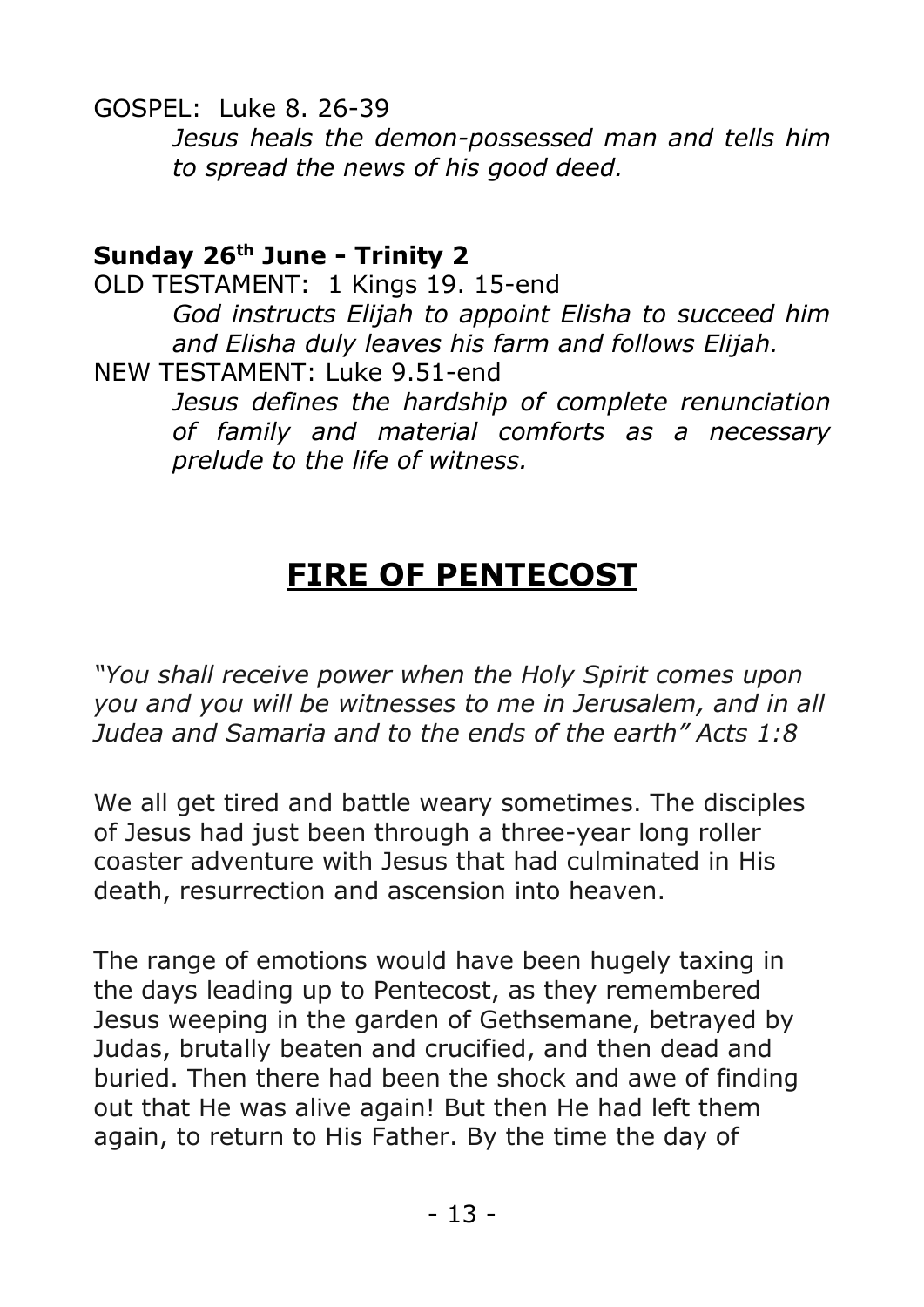GOSPEL: Luke 8. 26-39

*Jesus heals the demon-possessed man and tells him to spread the news of his good deed.*

**Sunday 26th June - Trinity 2**

OLD TESTAMENT: 1 Kings 19. 15-end

*God instructs Elijah to appoint Elisha to succeed him and Elisha duly leaves his farm and follows Elijah.*

NEW TESTAMENT: Luke 9.51-end

*Jesus defines the hardship of complete renunciation of family and material comforts as a necessary prelude to the life of witness.*

# FIRE OF PENTECOST

*"You shall receive power when the Holy Spirit comes upon you and you will be witnesses to me in Jerusalem, and in all Judea and Samaria and to the ends of the earth" Acts 1:8*

We all get tired and battle weary sometimes. The disciples of Jesus had just been through a three-year long roller coaster adventure with Jesus that had culminated in His death, resurrection and ascension into heaven.

The range of emotions would have been hugely taxing in the days leading up to Pentecost, as they remembered Jesus weeping in the garden of Gethsemane, betrayed by Judas, brutally beaten and crucified, and then dead and buried. Then there had been the shock and awe of finding out that He was alive again! But then He had left them again, to return to His Father. By the time the day of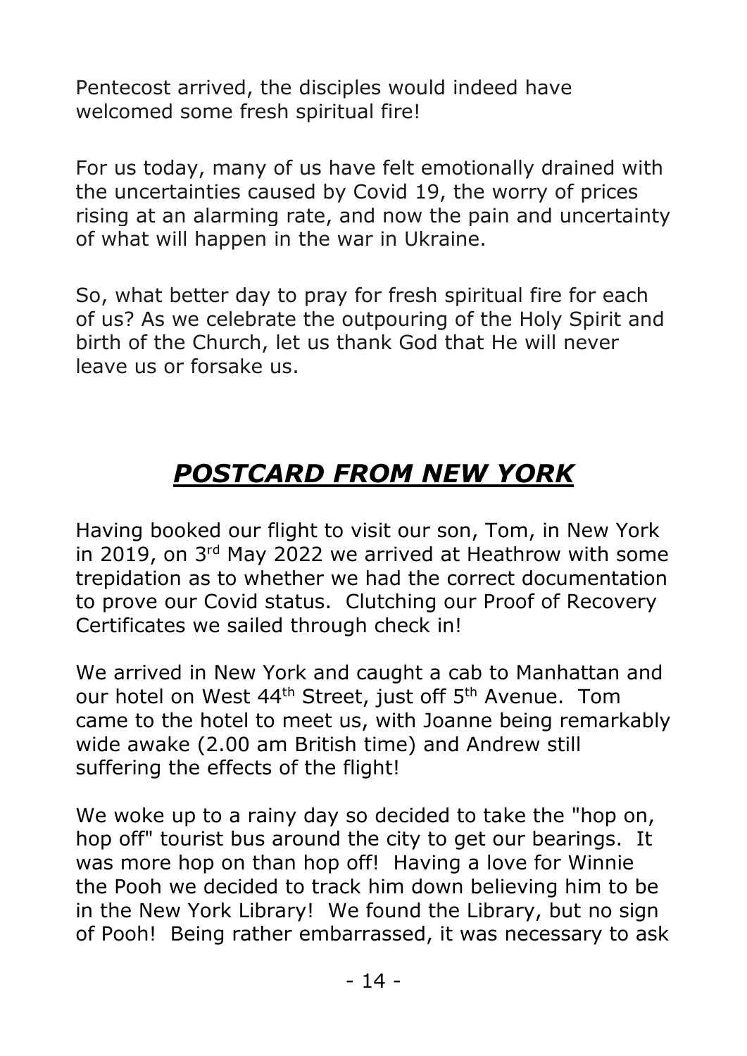Pentecost arrived, the disciples would indeed have welcomed some fresh spiritual fire!

For us today, many of us have felt emotionally drained with the uncertainties caused by Covid 19, the worry of prices rising at an alarming rate, and now the pain and uncertainty of what will happen in the war in Ukraine.

So, what better day to pray for fresh spiritual fire for each of us? As we celebrate the outpouring of the Holy Spirit and birth of the Church, let us thank God that He will never leave us or forsake us.

## ***POSTCARD FROM NEW YORK***

Having booked our flight to visit our son, Tom, in New York in 2019, on 3rd May 2022 we arrived at Heathrow with some trepidation as to whether we had the correct documentation to prove our Covid status. Clutching our Proof of Recovery Certificates we sailed through check in!

We arrived in New York and caught a cab to Manhattan and our hotel on West 44th Street, just off 5th Avenue. Tom came to the hotel to meet us, with Joanne being remarkably wide awake (2.00 am British time) and Andrew still suffering the effects of the flight!

We woke up to a rainy day so decided to take the "hop on, hop off" tourist bus around the city to get our bearings. It was more hop on than hop off! Having a love for Winnie the Pooh we decided to track him down believing him to be in the New York Library! We found the Library, but no sign of Pooh! Being rather embarrassed, it was necessary to ask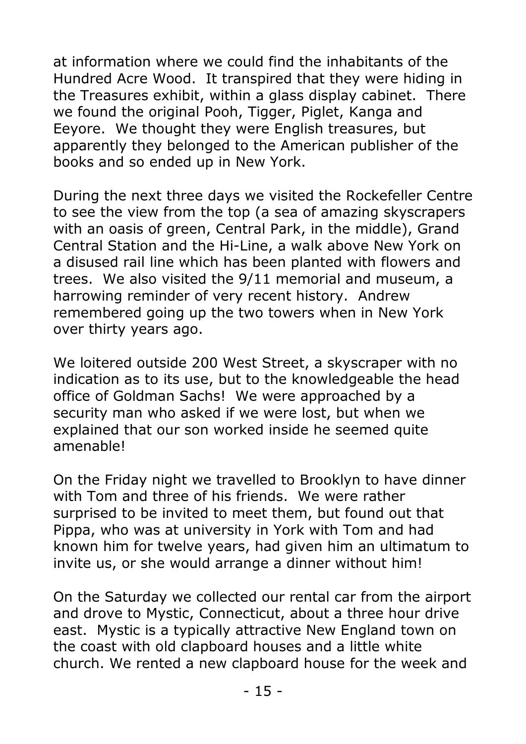at information where we could find the inhabitants of the Hundred Acre Wood. It transpired that they were hiding in the Treasures exhibit, within a glass display cabinet. There we found the original Pooh, Tigger, Piglet, Kanga and Eeyore. We thought they were English treasures, but apparently they belonged to the American publisher of the books and so ended up in New York.

During the next three days we visited the Rockefeller Centre to see the view from the top (a sea of amazing skyscrapers with an oasis of green, Central Park, in the middle), Grand Central Station and the Hi-Line, a walk above New York on a disused rail line which has been planted with flowers and trees. We also visited the 9/11 memorial and museum, a harrowing reminder of very recent history. Andrew remembered going up the two towers when in New York over thirty years ago.

We loitered outside 200 West Street, a skyscraper with no indication as to its use, but to the knowledgeable the head office of Goldman Sachs! We were approached by a security man who asked if we were lost, but when we explained that our son worked inside he seemed quite amenable!

On the Friday night we travelled to Brooklyn to have dinner with Tom and three of his friends. We were rather surprised to be invited to meet them, but found out that Pippa, who was at university in York with Tom and had known him for twelve years, had given him an ultimatum to invite us, or she would arrange a dinner without him!

On the Saturday we collected our rental car from the airport and drove to Mystic, Connecticut, about a three hour drive east. Mystic is a typically attractive New England town on the coast with old clapboard houses and a little white church. We rented a new clapboard house for the week and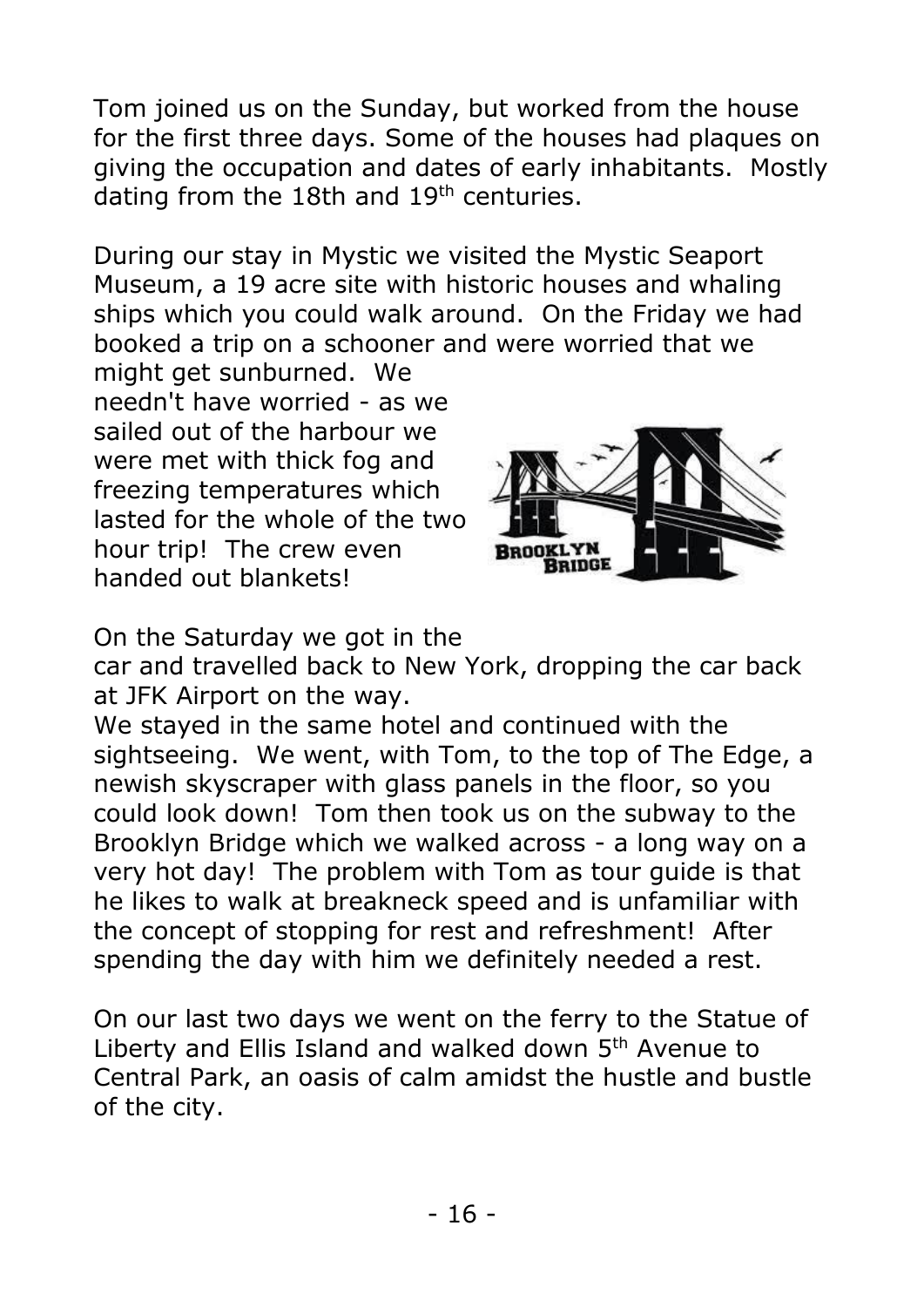Tom joined us on the Sunday, but worked from the house for the first three days. Some of the houses had plaques on giving the occupation and dates of early inhabitants. Mostly dating from the 18th and 19th centuries.

During our stay in Mystic we visited the Mystic Seaport Museum, a 19 acre site with historic houses and whaling ships which you could walk around. On the Friday we had booked a trip on a schooner and were worried that we might get sunburned. We needn't have worried - as we sailed out of the harbour we were met with thick fog and freezing temperatures which lasted for the whole of the two hour trip! The crew even handed out blankets!

On the Saturday we got in the car and travelled back to New York, dropping the car back at JFK Airport on the way.
We stayed in the same hotel and continued with the sightseeing. We went, with Tom, to the top of The Edge, a newish skyscraper with glass panels in the floor, so you could look down! Tom then took us on the subway to the Brooklyn Bridge which we walked across - a long way on a very hot day! The problem with Tom as tour guide is that he likes to walk at breakneck speed and is unfamiliar with the concept of stopping for rest and refreshment! After spending the day with him we definitely needed a rest.

On our last two days we went on the ferry to the Statue of Liberty and Ellis Island and walked down 5th Avenue to Central Park, an oasis of calm amidst the hustle and bustle of the city.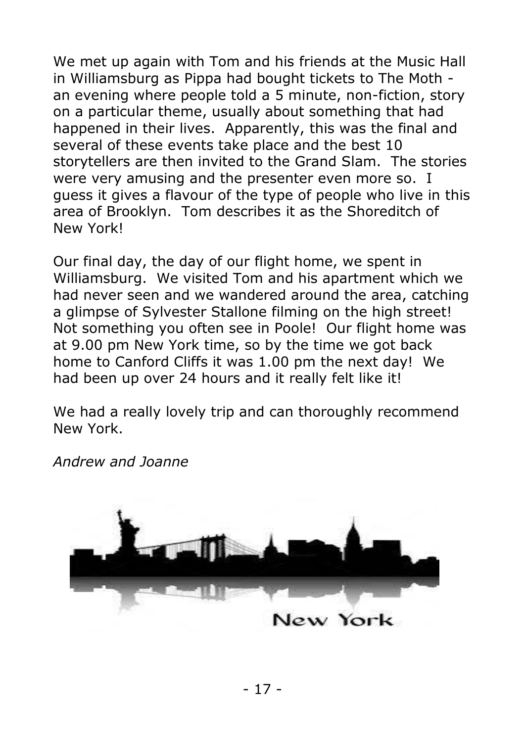We met up again with Tom and his friends at the Music Hall in Williamsburg as Pippa had bought tickets to The Moth - an evening where people told a 5 minute, non-fiction, story on a particular theme, usually about something that had happened in their lives. Apparently, this was the final and several of these events take place and the best 10 storytellers are then invited to the Grand Slam. The stories were very amusing and the presenter even more so. I guess it gives a flavour of the type of people who live in this area of Brooklyn. Tom describes it as the Shoreditch of New York!

Our final day, the day of our flight home, we spent in Williamsburg. We visited Tom and his apartment which we had never seen and we wandered around the area, catching a glimpse of Sylvester Stallone filming on the high street! Not something you often see in Poole! Our flight home was at 9.00 pm New York time, so by the time we got back home to Canford Cliffs it was 1.00 pm the next day! We had been up over 24 hours and it really felt like it!

We had a really lovely trip and can thoroughly recommend New York.

*Andrew and Joanne*

New York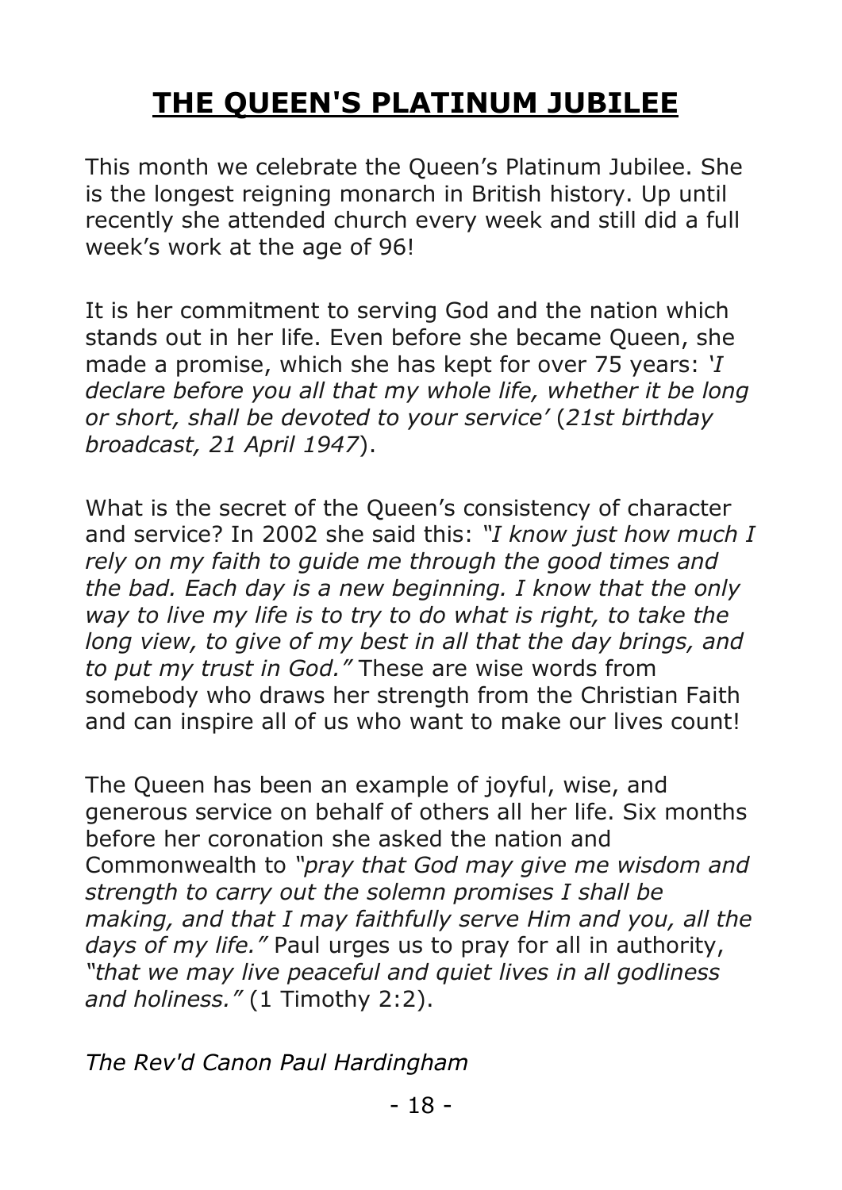# THE QUEEN'S PLATINUM JUBILEE

This month we celebrate the Queen's Platinum Jubilee. She is the longest reigning monarch in British history. Up until recently she attended church every week and still did a full week's work at the age of 96!

It is her commitment to serving God and the nation which stands out in her life. Even before she became Queen, she made a promise, which she has kept for over 75 years: *'I declare before you all that my whole life, whether it be long or short, shall be devoted to your service'* (*21st birthday broadcast, 21 April 1947*).

What is the secret of the Queen's consistency of character and service? In 2002 she said this: *"I know just how much I rely on my faith to guide me through the good times and the bad. Each day is a new beginning. I know that the only way to live my life is to try to do what is right, to take the long view, to give of my best in all that the day brings, and to put my trust in God."* These are wise words from somebody who draws her strength from the Christian Faith and can inspire all of us who want to make our lives count!

The Queen has been an example of joyful, wise, and generous service on behalf of others all her life. Six months before her coronation she asked the nation and Commonwealth to *"pray that God may give me wisdom and strength to carry out the solemn promises I shall be making, and that I may faithfully serve Him and you, all the days of my life."* Paul urges us to pray for all in authority, *"that we may live peaceful and quiet lives in all godliness and holiness."* (1 Timothy 2:2).

*The Rev'd Canon Paul Hardingham*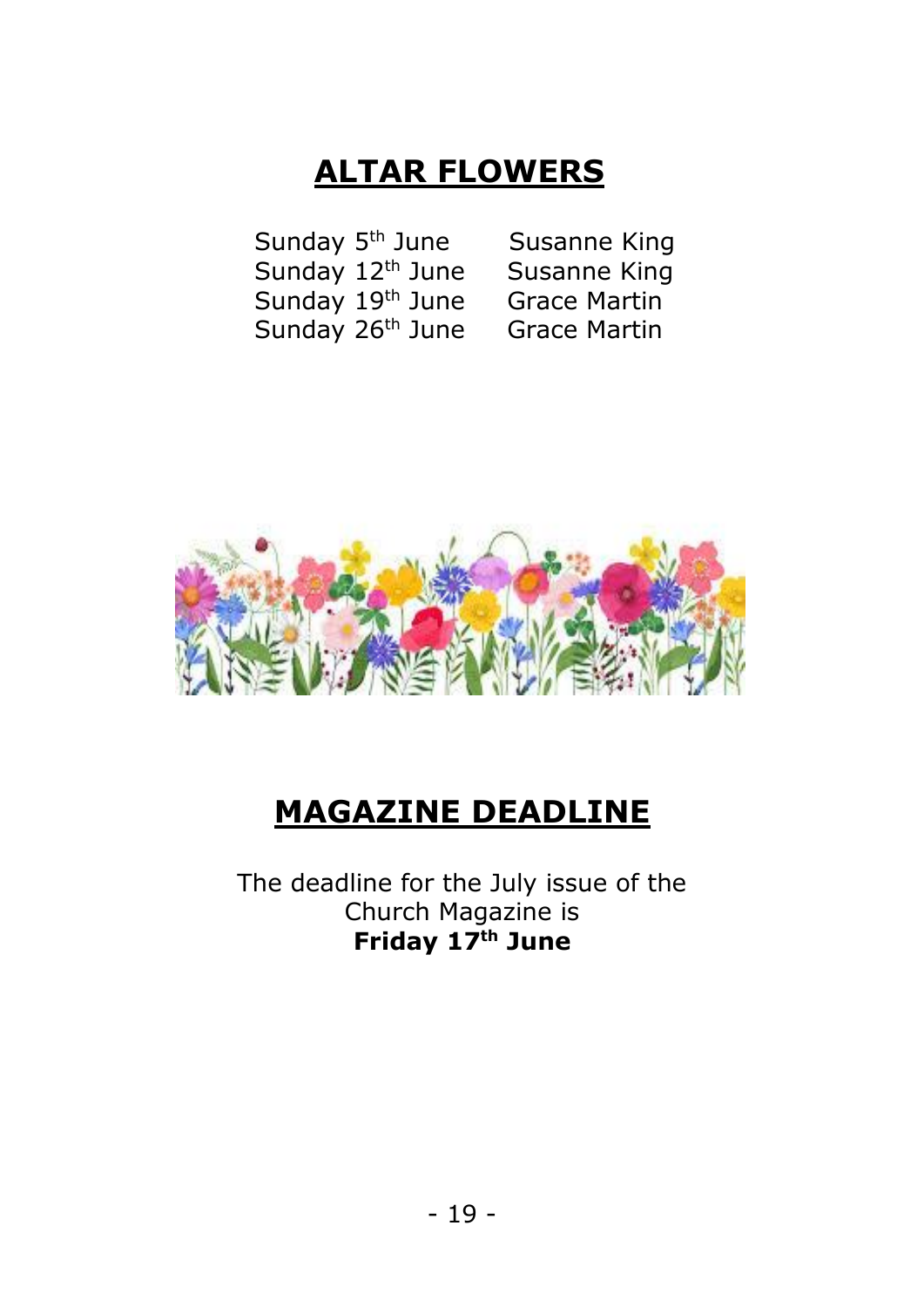# ALTAR FLOWERS

| | |
|---|---|
| Sunday 5th June | Susanne King |
| Sunday 12th June | Susanne King |
| Sunday 19th June | Grace Martin |
| Sunday 26th June | Grace Martin |

# MAGAZINE DEADLINE

The deadline for the July issue of the Church Magazine is **Friday 17th June**